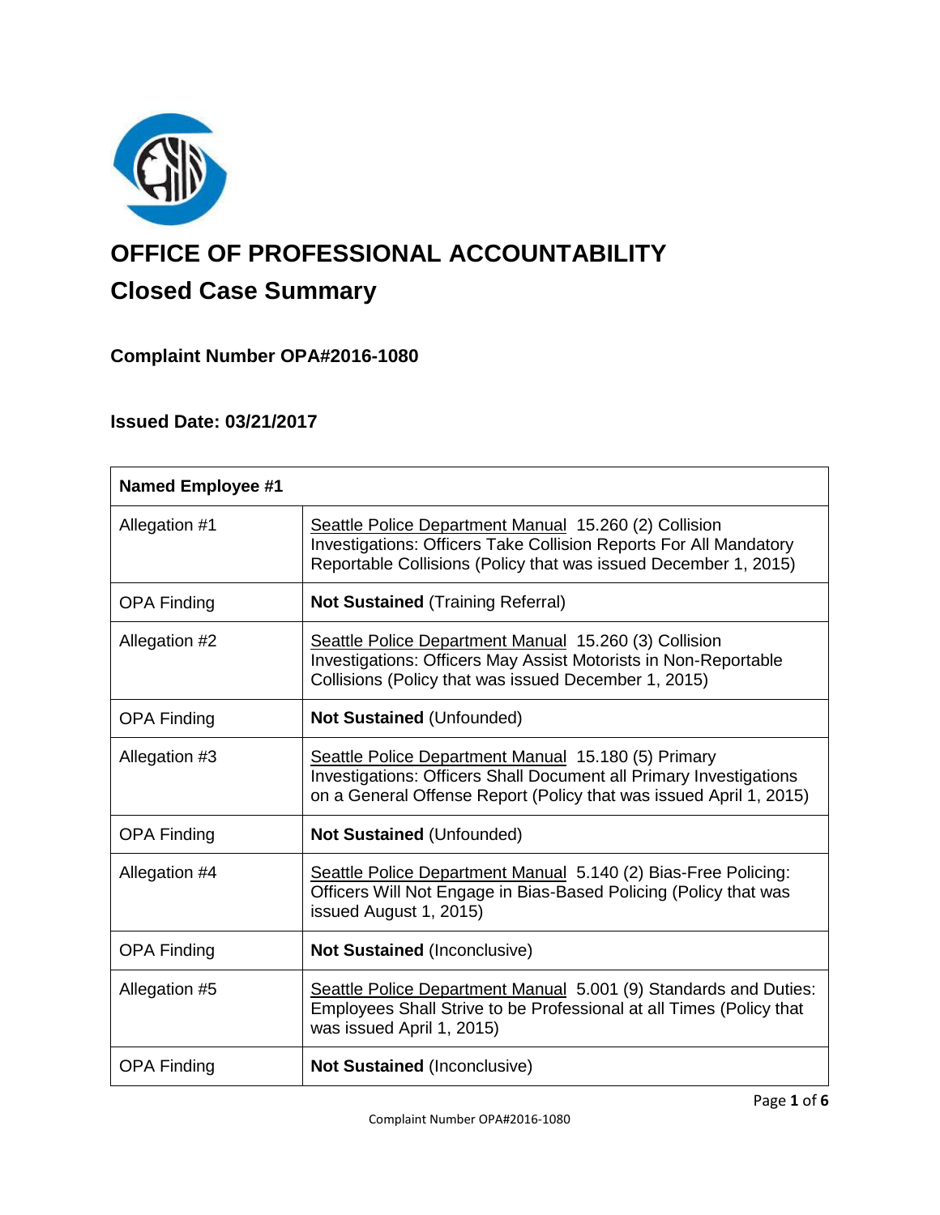# OFFICE OF PROFESSIONAL ACCOUNTABILITY

## Closed Case Summary

### Complaint Number OPA#2016-1080

### Issued Date: 03/21/2017

| Named Employee #1 | |
|---|---|
| Allegation #1 | Seattle Police Department Manual 15.260 (2) Collision Investigations: Officers Take Collision Reports For All Mandatory Reportable Collisions (Policy that was issued December 1, 2015) |
| OPA Finding | **Not Sustained** (Training Referral) |
| Allegation #2 | Seattle Police Department Manual 15.260 (3) Collision Investigations: Officers May Assist Motorists in Non-Reportable Collisions (Policy that was issued December 1, 2015) |
| OPA Finding | **Not Sustained** (Unfounded) |
| Allegation #3 | Seattle Police Department Manual 15.180 (5) Primary Investigations: Officers Shall Document all Primary Investigations on a General Offense Report (Policy that was issued April 1, 2015) |
| OPA Finding | **Not Sustained** (Unfounded) |
| Allegation #4 | Seattle Police Department Manual 5.140 (2) Bias-Free Policing: Officers Will Not Engage in Bias-Based Policing (Policy that was issued August 1, 2015) |
| OPA Finding | **Not Sustained** (Inconclusive) |
| Allegation #5 | Seattle Police Department Manual 5.001 (9) Standards and Duties: Employees Shall Strive to be Professional at all Times (Policy that was issued April 1, 2015) |
| OPA Finding | **Not Sustained** (Inconclusive) |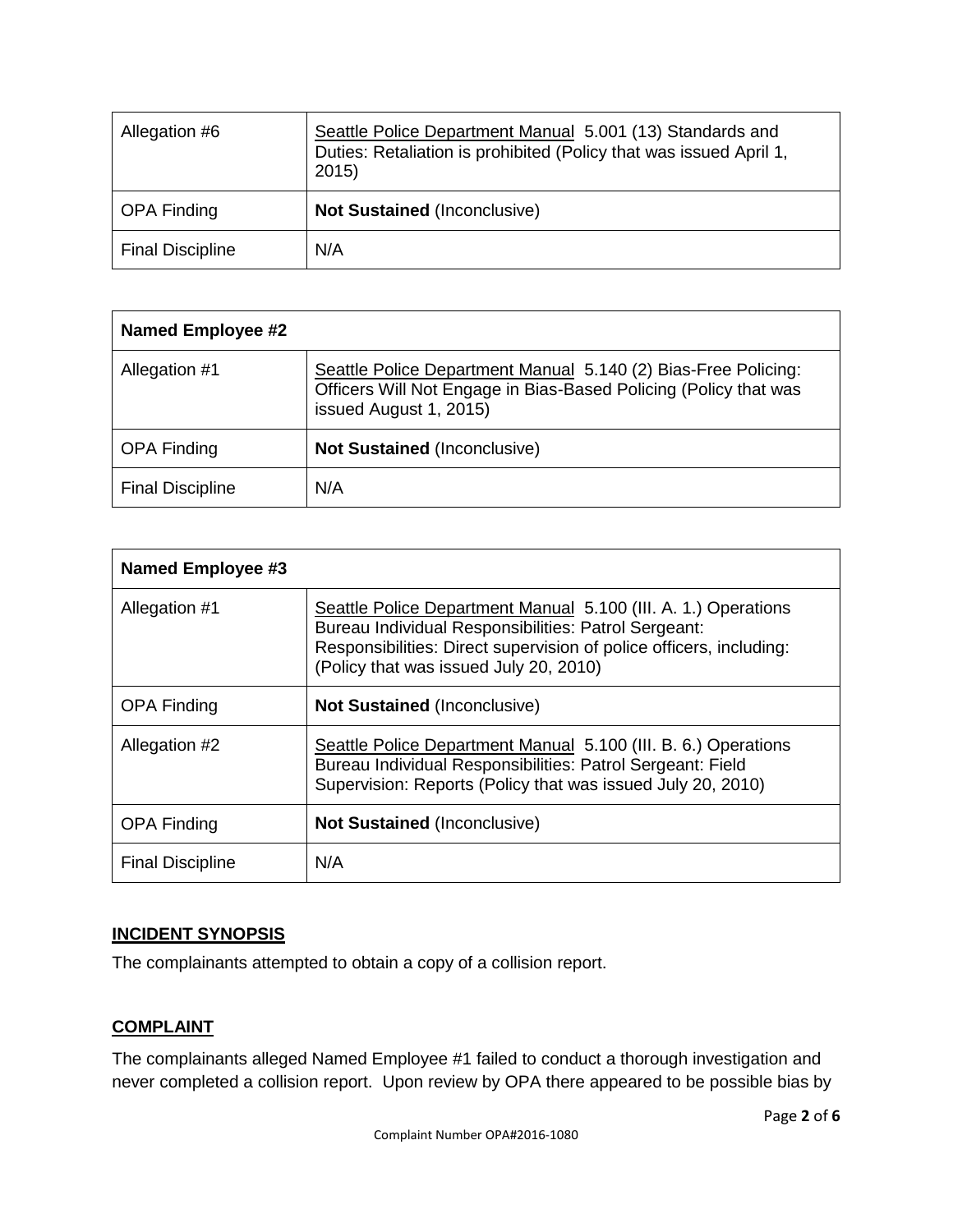| Allegation #6 | Seattle Police Department Manual 5.001 (13) Standards and Duties: Retaliation is prohibited (Policy that was issued April 1, 2015) |
|---|---|
| OPA Finding | **Not Sustained** (Inconclusive) |
| Final Discipline | N/A |

| **Named Employee #2** | |
|---|---|
| Allegation #1 | Seattle Police Department Manual 5.140 (2) Bias-Free Policing: Officers Will Not Engage in Bias-Based Policing (Policy that was issued August 1, 2015) |
| OPA Finding | **Not Sustained** (Inconclusive) |
| Final Discipline | N/A |

| **Named Employee #3** | |
|---|---|
| Allegation #1 | Seattle Police Department Manual 5.100 (III. A. 1.) Operations Bureau Individual Responsibilities: Patrol Sergeant: Responsibilities: Direct supervision of police officers, including: (Policy that was issued July 20, 2010) |
| OPA Finding | **Not Sustained** (Inconclusive) |
| Allegation #2 | Seattle Police Department Manual 5.100 (III. B. 6.) Operations Bureau Individual Responsibilities: Patrol Sergeant: Field Supervision: Reports (Policy that was issued July 20, 2010) |
| OPA Finding | **Not Sustained** (Inconclusive) |
| Final Discipline | N/A |

## INCIDENT SYNOPSIS

The complainants attempted to obtain a copy of a collision report.

## COMPLAINT

The complainants alleged Named Employee #1 failed to conduct a thorough investigation and never completed a collision report. Upon review by OPA there appeared to be possible bias by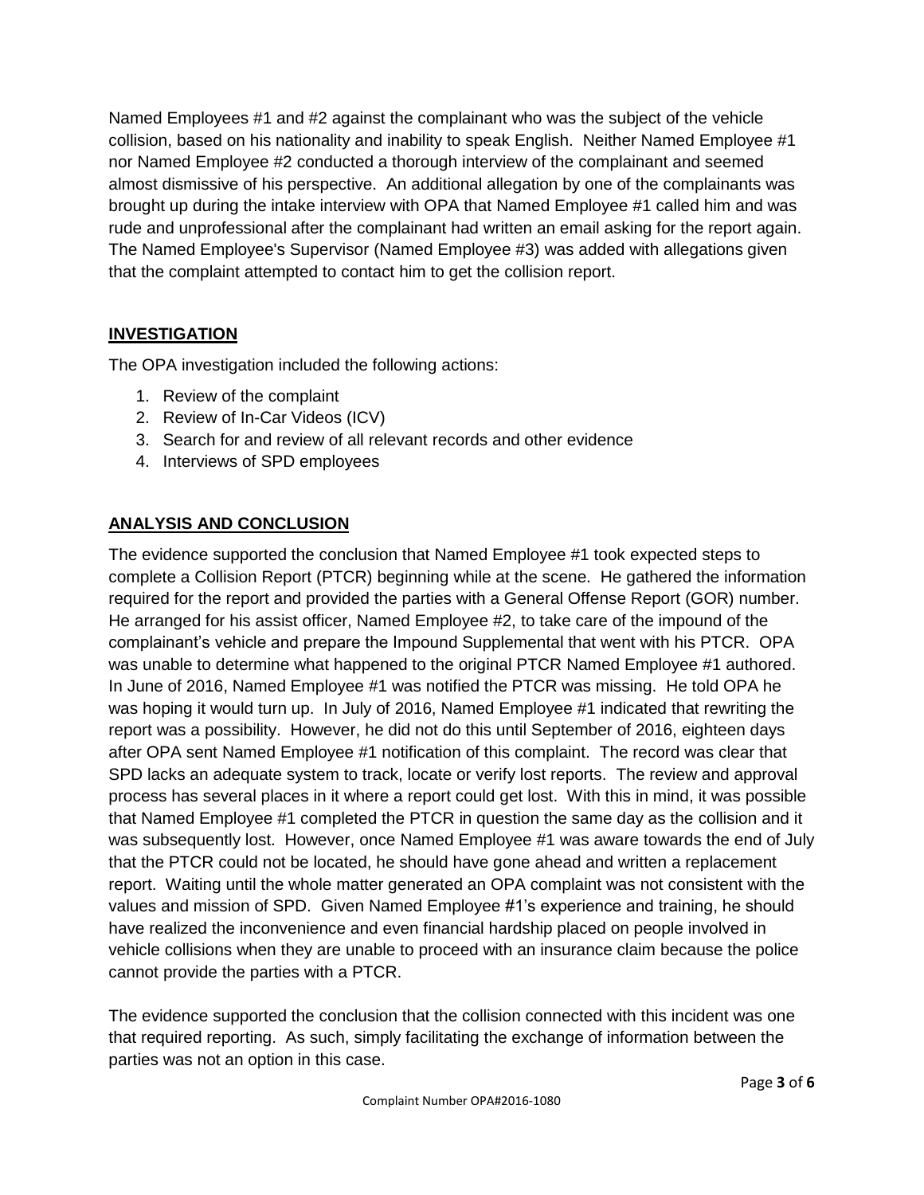Named Employees #1 and #2 against the complainant who was the subject of the vehicle collision, based on his nationality and inability to speak English. Neither Named Employee #1 nor Named Employee #2 conducted a thorough interview of the complainant and seemed almost dismissive of his perspective. An additional allegation by one of the complainants was brought up during the intake interview with OPA that Named Employee #1 called him and was rude and unprofessional after the complainant had written an email asking for the report again. The Named Employee's Supervisor (Named Employee #3) was added with allegations given that the complaint attempted to contact him to get the collision report.

## INVESTIGATION

The OPA investigation included the following actions:

1. Review of the complaint
2. Review of In-Car Videos (ICV)
3. Search for and review of all relevant records and other evidence
4. Interviews of SPD employees

## ANALYSIS AND CONCLUSION

The evidence supported the conclusion that Named Employee #1 took expected steps to complete a Collision Report (PTCR) beginning while at the scene. He gathered the information required for the report and provided the parties with a General Offense Report (GOR) number. He arranged for his assist officer, Named Employee #2, to take care of the impound of the complainant's vehicle and prepare the Impound Supplemental that went with his PTCR. OPA was unable to determine what happened to the original PTCR Named Employee #1 authored. In June of 2016, Named Employee #1 was notified the PTCR was missing. He told OPA he was hoping it would turn up. In July of 2016, Named Employee #1 indicated that rewriting the report was a possibility. However, he did not do this until September of 2016, eighteen days after OPA sent Named Employee #1 notification of this complaint. The record was clear that SPD lacks an adequate system to track, locate or verify lost reports. The review and approval process has several places in it where a report could get lost. With this in mind, it was possible that Named Employee #1 completed the PTCR in question the same day as the collision and it was subsequently lost. However, once Named Employee #1 was aware towards the end of July that the PTCR could not be located, he should have gone ahead and written a replacement report. Waiting until the whole matter generated an OPA complaint was not consistent with the values and mission of SPD. Given Named Employee #1's experience and training, he should have realized the inconvenience and even financial hardship placed on people involved in vehicle collisions when they are unable to proceed with an insurance claim because the police cannot provide the parties with a PTCR.

The evidence supported the conclusion that the collision connected with this incident was one that required reporting. As such, simply facilitating the exchange of information between the parties was not an option in this case.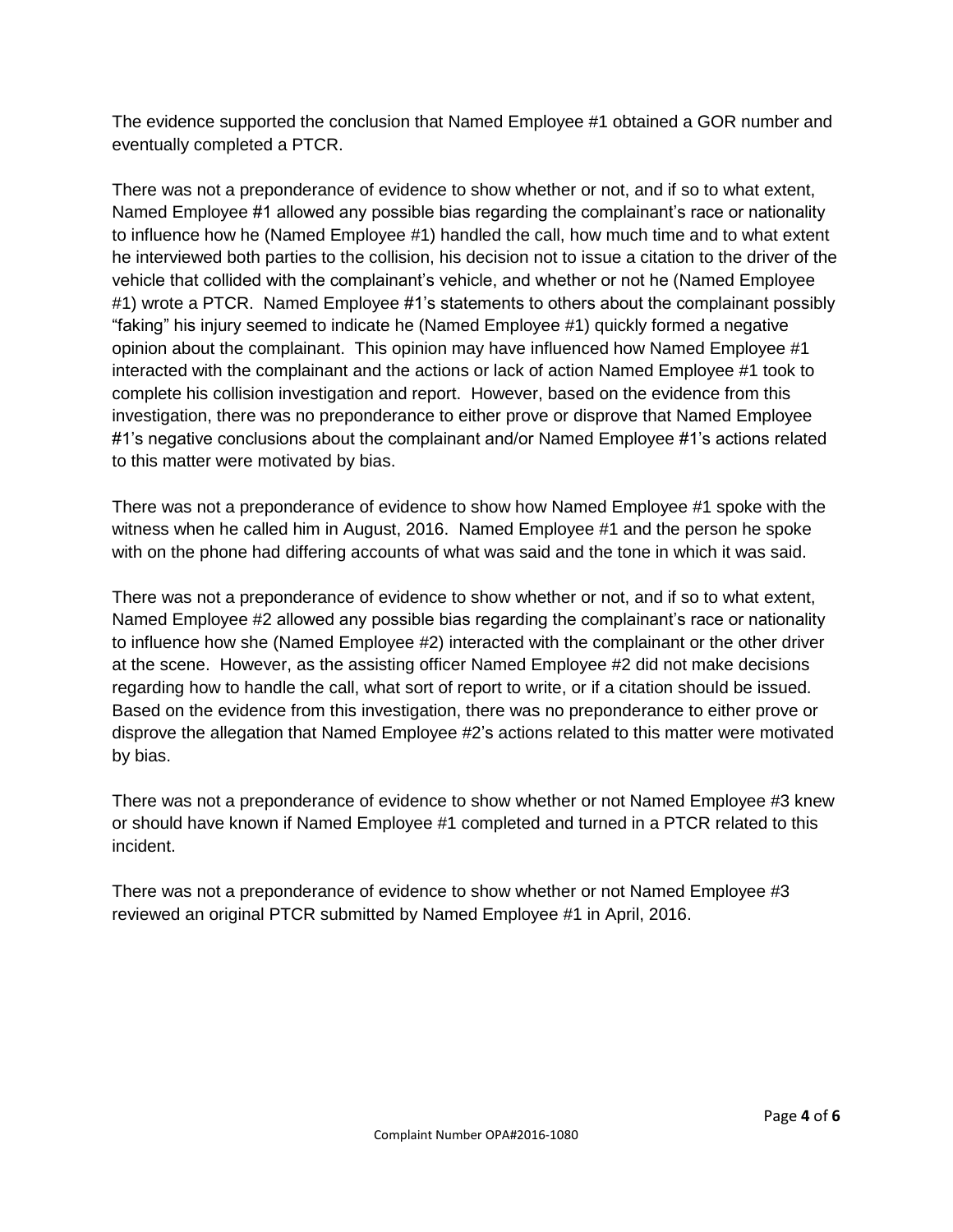The evidence supported the conclusion that Named Employee #1 obtained a GOR number and eventually completed a PTCR.

There was not a preponderance of evidence to show whether or not, and if so to what extent, Named Employee #1 allowed any possible bias regarding the complainant's race or nationality to influence how he (Named Employee #1) handled the call, how much time and to what extent he interviewed both parties to the collision, his decision not to issue a citation to the driver of the vehicle that collided with the complainant's vehicle, and whether or not he (Named Employee #1) wrote a PTCR. Named Employee #1's statements to others about the complainant possibly "faking" his injury seemed to indicate he (Named Employee #1) quickly formed a negative opinion about the complainant. This opinion may have influenced how Named Employee #1 interacted with the complainant and the actions or lack of action Named Employee #1 took to complete his collision investigation and report. However, based on the evidence from this investigation, there was no preponderance to either prove or disprove that Named Employee #1's negative conclusions about the complainant and/or Named Employee #1's actions related to this matter were motivated by bias.

There was not a preponderance of evidence to show how Named Employee #1 spoke with the witness when he called him in August, 2016. Named Employee #1 and the person he spoke with on the phone had differing accounts of what was said and the tone in which it was said.

There was not a preponderance of evidence to show whether or not, and if so to what extent, Named Employee #2 allowed any possible bias regarding the complainant's race or nationality to influence how she (Named Employee #2) interacted with the complainant or the other driver at the scene. However, as the assisting officer Named Employee #2 did not make decisions regarding how to handle the call, what sort of report to write, or if a citation should be issued. Based on the evidence from this investigation, there was no preponderance to either prove or disprove the allegation that Named Employee #2's actions related to this matter were motivated by bias.

There was not a preponderance of evidence to show whether or not Named Employee #3 knew or should have known if Named Employee #1 completed and turned in a PTCR related to this incident.

There was not a preponderance of evidence to show whether or not Named Employee #3 reviewed an original PTCR submitted by Named Employee #1 in April, 2016.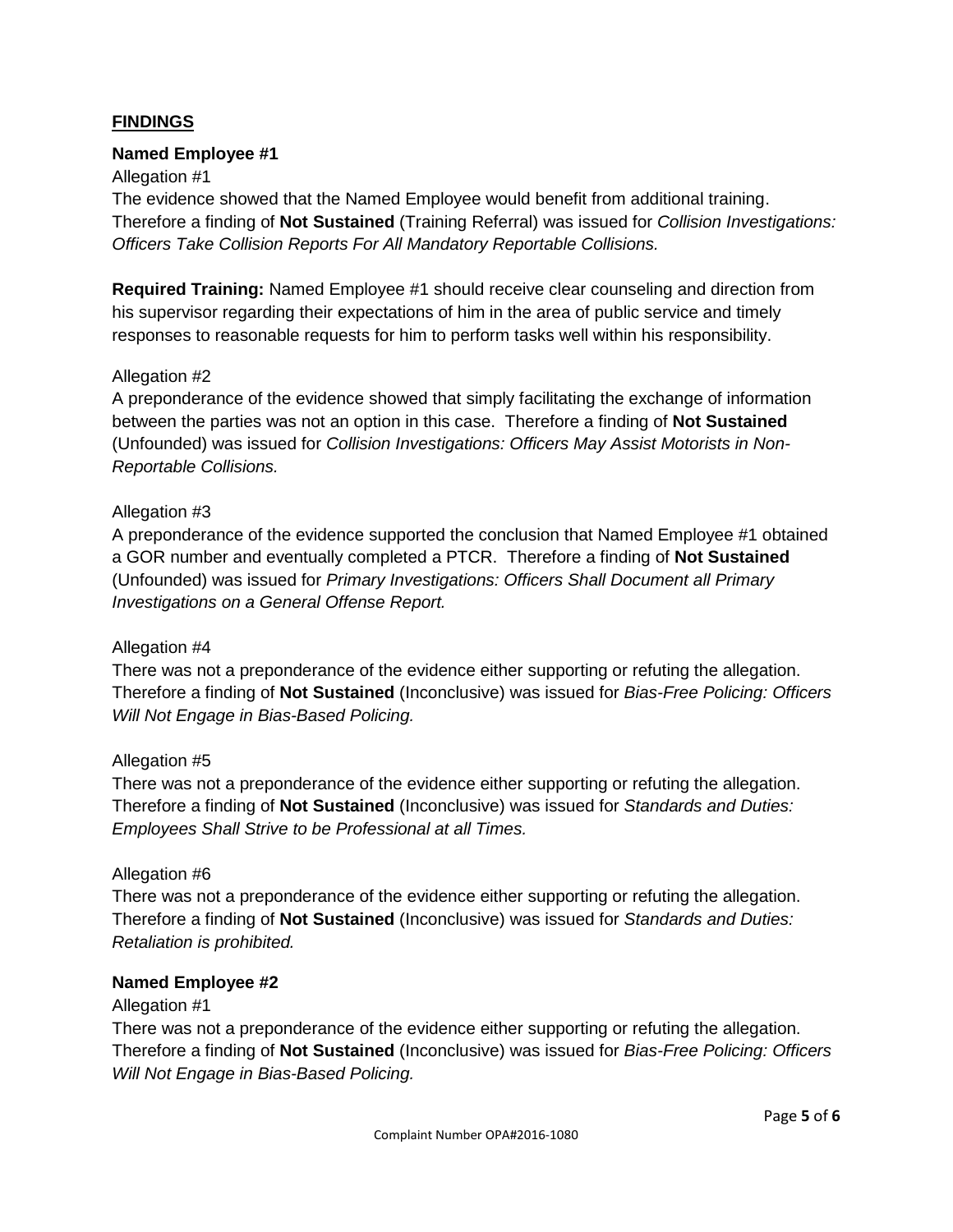## FINDINGS

**Named Employee #1**

Allegation #1

The evidence showed that the Named Employee would benefit from additional training. Therefore a finding of **Not Sustained** (Training Referral) was issued for *Collision Investigations: Officers Take Collision Reports For All Mandatory Reportable Collisions.*

**Required Training:** Named Employee #1 should receive clear counseling and direction from his supervisor regarding their expectations of him in the area of public service and timely responses to reasonable requests for him to perform tasks well within his responsibility.

Allegation #2

A preponderance of the evidence showed that simply facilitating the exchange of information between the parties was not an option in this case. Therefore a finding of **Not Sustained** (Unfounded) was issued for *Collision Investigations: Officers May Assist Motorists in Non-Reportable Collisions.*

Allegation #3

A preponderance of the evidence supported the conclusion that Named Employee #1 obtained a GOR number and eventually completed a PTCR. Therefore a finding of **Not Sustained** (Unfounded) was issued for *Primary Investigations: Officers Shall Document all Primary Investigations on a General Offense Report.*

Allegation #4

There was not a preponderance of the evidence either supporting or refuting the allegation. Therefore a finding of **Not Sustained** (Inconclusive) was issued for *Bias-Free Policing: Officers Will Not Engage in Bias-Based Policing.*

Allegation #5

There was not a preponderance of the evidence either supporting or refuting the allegation. Therefore a finding of **Not Sustained** (Inconclusive) was issued for *Standards and Duties: Employees Shall Strive to be Professional at all Times.*

Allegation #6

There was not a preponderance of the evidence either supporting or refuting the allegation. Therefore a finding of **Not Sustained** (Inconclusive) was issued for *Standards and Duties: Retaliation is prohibited.*

**Named Employee #2**

Allegation #1

There was not a preponderance of the evidence either supporting or refuting the allegation. Therefore a finding of **Not Sustained** (Inconclusive) was issued for *Bias-Free Policing: Officers Will Not Engage in Bias-Based Policing.*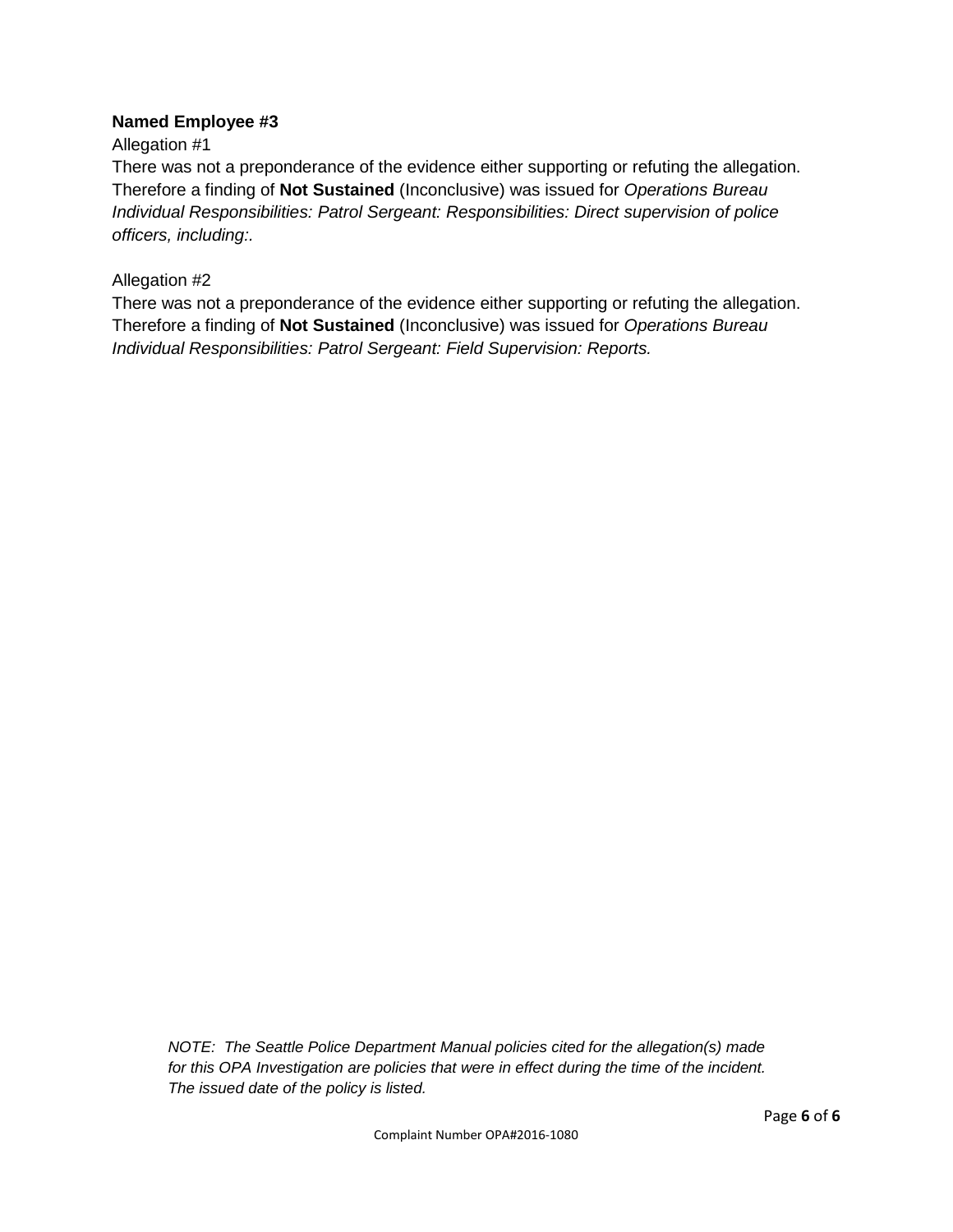**Named Employee #3**

Allegation #1

There was not a preponderance of the evidence either supporting or refuting the allegation. Therefore a finding of **Not Sustained** (Inconclusive) was issued for *Operations Bureau Individual Responsibilities: Patrol Sergeant: Responsibilities: Direct supervision of police officers, including:.*

Allegation #2

There was not a preponderance of the evidence either supporting or refuting the allegation. Therefore a finding of **Not Sustained** (Inconclusive) was issued for *Operations Bureau Individual Responsibilities: Patrol Sergeant: Field Supervision: Reports.*

*NOTE: The Seattle Police Department Manual policies cited for the allegation(s) made for this OPA Investigation are policies that were in effect during the time of the incident. The issued date of the policy is listed.*

Complaint Number OPA#2016-1080